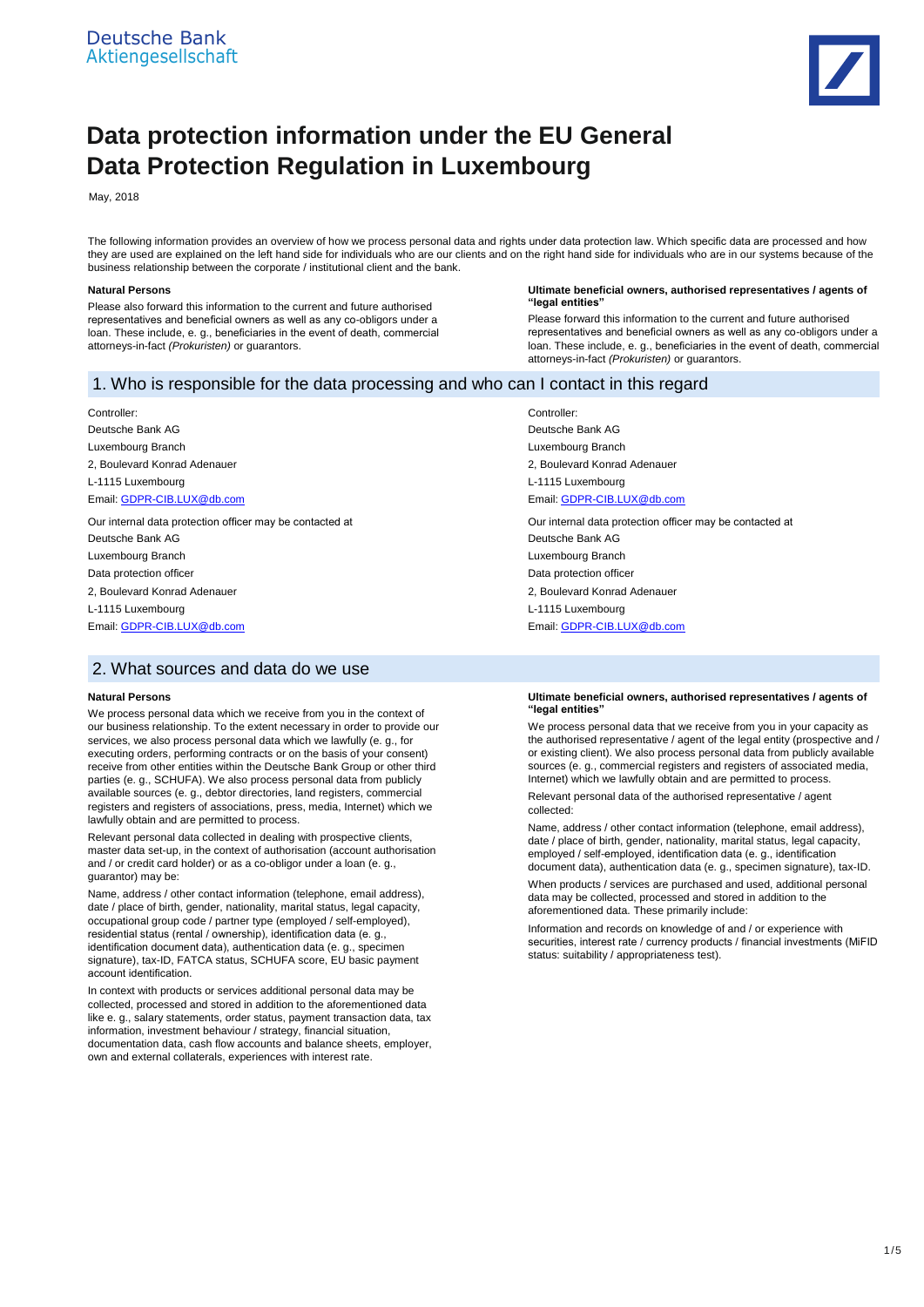Deutsche Bank
Aktiengesellschaft

# Data protection information under the EU General Data Protection Regulation in Luxembourg

May, 2018

The following information provides an overview of how we process personal data and rights under data protection law. Which specific data are processed and how they are used are explained on the left hand side for individuals who are our clients and on the right hand side for individuals who are in our systems because of the business relationship between the corporate / institutional client and the bank.

**Natural Persons**

Please also forward this information to the current and future authorised representatives and beneficial owners as well as any co-obligors under a loan. These include, e. g., beneficiaries in the event of death, commercial attorneys-in-fact *(Prokuristen)* or guarantors.

**Ultimate beneficial owners, authorised representatives / agents of "legal entities"**

Please forward this information to the current and future authorised representatives and beneficial owners as well as any co-obligors under a loan. These include, e. g., beneficiaries in the event of death, commercial attorneys-in-fact *(Prokuristen)* or guarantors.

## 1. Who is responsible for the data processing and who can I contact in this regard

Controller:
Deutsche Bank AG
Luxembourg Branch
2, Boulevard Konrad Adenauer
L-1115 Luxembourg
Email: GDPR-CIB.LUX@db.com

Our internal data protection officer may be contacted at
Deutsche Bank AG
Luxembourg Branch
Data protection officer
2, Boulevard Konrad Adenauer
L-1115 Luxembourg
Email: GDPR-CIB.LUX@db.com

Controller:
Deutsche Bank AG
Luxembourg Branch
2, Boulevard Konrad Adenauer
L-1115 Luxembourg
Email: GDPR-CIB.LUX@db.com

Our internal data protection officer may be contacted at
Deutsche Bank AG
Luxembourg Branch
Data protection officer
2, Boulevard Konrad Adenauer
L-1115 Luxembourg
Email: GDPR-CIB.LUX@db.com

## 2. What sources and data do we use

**Natural Persons**

We process personal data which we receive from you in the context of our business relationship. To the extent necessary in order to provide our services, we also process personal data which we lawfully (e. g., for executing orders, performing contracts or on the basis of your consent) receive from other entities within the Deutsche Bank Group or other third parties (e. g., SCHUFA). We also process personal data from publicly available sources (e. g., debtor directories, land registers, commercial registers and registers of associations, press, media, Internet) which we lawfully obtain and are permitted to process.

Relevant personal data collected in dealing with prospective clients, master data set-up, in the context of authorisation (account authorisation and / or credit card holder) or as a co-obligor under a loan (e. g., guarantor) may be:

Name, address / other contact information (telephone, email address), date / place of birth, gender, nationality, marital status, legal capacity, occupational group code / partner type (employed / self-employed), residential status (rental / ownership), identification data (e. g., identification document data), authentication data (e. g., specimen signature), tax-ID, FATCA status, SCHUFA score, EU basic payment account identification.

In context with products or services additional personal data may be collected, processed and stored in addition to the aforementioned data like e. g., salary statements, order status, payment transaction data, tax information, investment behaviour / strategy, financial situation, documentation data, cash flow accounts and balance sheets, employer, own and external collaterals, experiences with interest rate.

**Ultimate beneficial owners, authorised representatives / agents of "legal entities"**

We process personal data that we receive from you in your capacity as the authorised representative / agent of the legal entity (prospective and / or existing client). We also process personal data from publicly available sources (e. g., commercial registers and registers of associated media, Internet) which we lawfully obtain and are permitted to process.

Relevant personal data of the authorised representative / agent collected:

Name, address / other contact information (telephone, email address), date / place of birth, gender, nationality, marital status, legal capacity, employed / self-employed, identification data (e. g., identification document data), authentication data (e. g., specimen signature), tax-ID.

When products / services are purchased and used, additional personal data may be collected, processed and stored in addition to the aforementioned data. These primarily include:

Information and records on knowledge of and / or experience with securities, interest rate / currency products / financial investments (MiFID status: suitability / appropriateness test).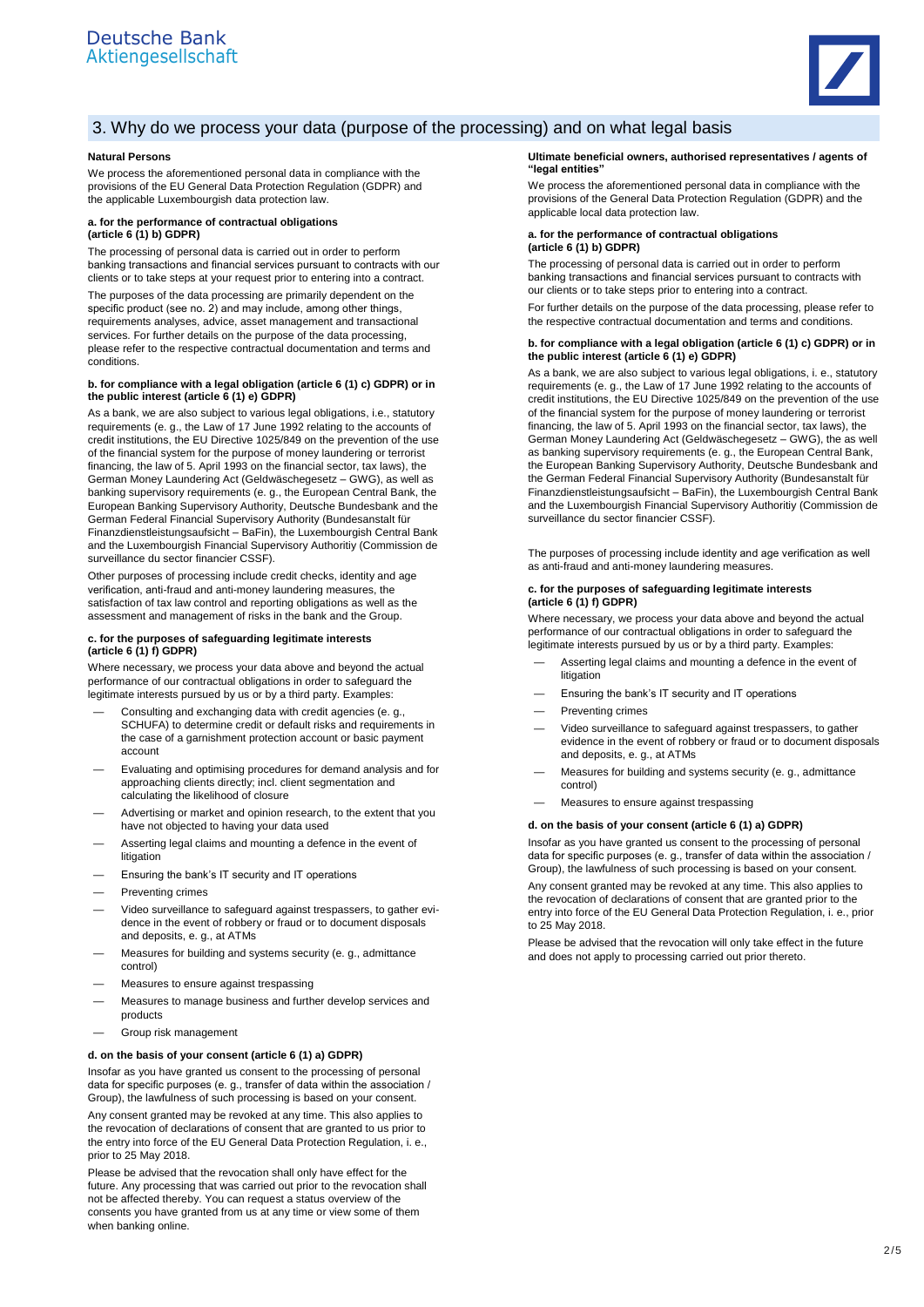## 3. Why do we process your data (purpose of the processing) and on what legal basis

### Natural Persons

We process the aforementioned personal data in compliance with the provisions of the EU General Data Protection Regulation (GDPR) and the applicable Luxembourgish data protection law.

**a. for the performance of contractual obligations (article 6 (1) b) GDPR)**

The processing of personal data is carried out in order to perform banking transactions and financial services pursuant to contracts with our clients or to take steps at your request prior to entering into a contract.

The purposes of the data processing are primarily dependent on the specific product (see no. 2) and may include, among other things, requirements analyses, advice, asset management and transactional services. For further details on the purpose of the data processing, please refer to the respective contractual documentation and terms and conditions.

**b. for compliance with a legal obligation (article 6 (1) c) GDPR) or in the public interest (article 6 (1) e) GDPR)**

As a bank, we are also subject to various legal obligations, i.e., statutory requirements (e. g., the Law of 17 June 1992 relating to the accounts of credit institutions, the EU Directive 1025/849 on the prevention of the use of the financial system for the purpose of money laundering or terrorist financing, the law of 5. April 1993 on the financial sector, tax laws), the German Money Laundering Act (Geldwäschegesetz – GWG), as well as banking supervisory requirements (e. g., the European Central Bank, the European Banking Supervisory Authority, Deutsche Bundesbank and the German Federal Financial Supervisory Authority (Bundesanstalt für Finanzdienstleistungsaufsicht – BaFin), the Luxembourgish Central Bank and the Luxembourgish Financial Supervisory Authoritiy (Commission de surveillance du sector financier CSSF).

Other purposes of processing include credit checks, identity and age verification, anti-fraud and anti-money laundering measures, the satisfaction of tax law control and reporting obligations as well as the assessment and management of risks in the bank and the Group.

**c. for the purposes of safeguarding legitimate interests (article 6 (1) f) GDPR)**

Where necessary, we process your data above and beyond the actual performance of our contractual obligations in order to safeguard the legitimate interests pursued by us or by a third party. Examples:

- Consulting and exchanging data with credit agencies (e. g., SCHUFA) to determine credit or default risks and requirements in the case of a garnishment protection account or basic payment account
- Evaluating and optimising procedures for demand analysis and for approaching clients directly; incl. client segmentation and calculating the likelihood of closure
- Advertising or market and opinion research, to the extent that you have not objected to having your data used
- Asserting legal claims and mounting a defence in the event of litigation
- Ensuring the bank's IT security and IT operations
- Preventing crimes
- Video surveillance to safeguard against trespassers, to gather evidence in the event of robbery or fraud or to document disposals and deposits, e. g., at ATMs
- Measures for building and systems security (e. g., admittance control)
- Measures to ensure against trespassing
- Measures to manage business and further develop services and products
- Group risk management

**d. on the basis of your consent (article 6 (1) a) GDPR)**

Insofar as you have granted us consent to the processing of personal data for specific purposes (e. g., transfer of data within the association / Group), the lawfulness of such processing is based on your consent.

Any consent granted may be revoked at any time. This also applies to the revocation of declarations of consent that are granted to us prior to the entry into force of the EU General Data Protection Regulation, i. e., prior to 25 May 2018.

Please be advised that the revocation shall only have effect for the future. Any processing that was carried out prior to the revocation shall not be affected thereby. You can request a status overview of the consents you have granted from us at any time or view some of them when banking online.

### Ultimate beneficial owners, authorised representatives / agents of "legal entities"

We process the aforementioned personal data in compliance with the provisions of the General Data Protection Regulation (GDPR) and the applicable local data protection law.

**a. for the performance of contractual obligations (article 6 (1) b) GDPR)**

The processing of personal data is carried out in order to perform banking transactions and financial services pursuant to contracts with our clients or to take steps prior to entering into a contract.

For further details on the purpose of the data processing, please refer to the respective contractual documentation and terms and conditions.

**b. for compliance with a legal obligation (article 6 (1) c) GDPR) or in the public interest (article 6 (1) e) GDPR)**

As a bank, we are also subject to various legal obligations, i. e., statutory requirements (e. g., the Law of 17 June 1992 relating to the accounts of credit institutions, the EU Directive 1025/849 on the prevention of the use of the financial system for the purpose of money laundering or terrorist financing, the law of 5. April 1993 on the financial sector, tax laws), the German Money Laundering Act (Geldwäschegesetz – GWG), the as well as banking supervisory requirements (e. g., the European Central Bank, the European Banking Supervisory Authority, Deutsche Bundesbank and the German Federal Financial Supervisory Authority (Bundesanstalt für Finanzdienstleistungsaufsicht – BaFin), the Luxembourgish Central Bank and the Luxembourgish Financial Supervisory Authoritiy (Commission de surveillance du sector financier CSSF).

The purposes of processing include identity and age verification as well as anti-fraud and anti-money laundering measures.

**c. for the purposes of safeguarding legitimate interests (article 6 (1) f) GDPR)**

Where necessary, we process your data above and beyond the actual performance of our contractual obligations in order to safeguard the legitimate interests pursued by us or by a third party. Examples:

- Asserting legal claims and mounting a defence in the event of litigation
- Ensuring the bank's IT security and IT operations
- Preventing crimes
- Video surveillance to safeguard against trespassers, to gather evidence in the event of robbery or fraud or to document disposals and deposits, e. g., at ATMs
- Measures for building and systems security (e. g., admittance control)
- Measures to ensure against trespassing

**d. on the basis of your consent (article 6 (1) a) GDPR)**

Insofar as you have granted us consent to the processing of personal data for specific purposes (e. g., transfer of data within the association / Group), the lawfulness of such processing is based on your consent.

Any consent granted may be revoked at any time. This also applies to the revocation of declarations of consent that are granted prior to the entry into force of the EU General Data Protection Regulation, i. e., prior to 25 May 2018.

Please be advised that the revocation will only take effect in the future and does not apply to processing carried out prior thereto.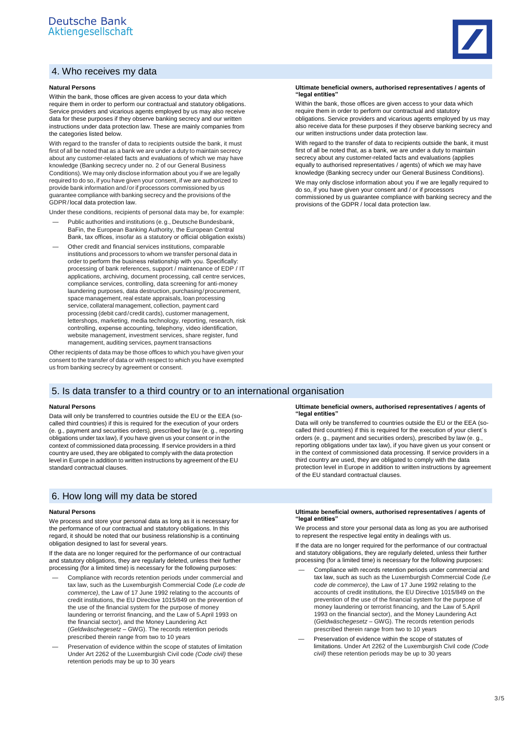## 4. Who receives my data

### Natural Persons

Within the bank, those offices are given access to your data which require them in order to perform our contractual and statutory obligations. Service providers and vicarious agents employed by us may also receive data for these purposes if they observe banking secrecy and our written instructions under data protection law. These are mainly companies from the categories listed below.

With regard to the transfer of data to recipients outside the bank, it must first of all be noted that as a bank we are under a duty to maintain secrecy about any customer-related facts and evaluations of which we may have knowledge (Banking secrecy under no. 2 of our General Business Conditions). We may only disclose information about you if we are legally required to do so, if you have given your consent, if we are authorized to provide bank information and/or if processors commissioned by us guarantee compliance with banking secrecy and the provisions of the GDPR/local data protection law.

Under these conditions, recipients of personal data may be, for example:

- Public authorities and institutions (e. g., Deutsche Bundesbank, BaFin, the European Banking Authority, the European Central Bank, tax offices, insofar as a statutory or official obligation exists)
- Other credit and financial services institutions, comparable institutions and processors to whom we transfer personal data in order to perform the business relationship with you. Specifically: processing of bank references, support / maintenance of EDP / IT applications, archiving, document processing, call centre services, compliance services, controlling, data screening for anti-money laundering purposes, data destruction, purchasing/procurement, space management, real estate appraisals, loan processing service, collateral management, collection, payment card processing (debit card/credit cards), customer management, lettershops, marketing, media technology, reporting, research, risk controlling, expense accounting, telephony, video identification, website management, investment services, share register, fund management, auditing services, payment transactions

Other recipients of data may be those offices to which you have given your consent to the transfer of data or with respect to which you have exempted us from banking secrecy by agreement or consent.

### Ultimate beneficial owners, authorised representatives / agents of "legal entities"

Within the bank, those offices are given access to your data which require them in order to perform our contractual and statutory obligations. Service providers and vicarious agents employed by us may also receive data for these purposes if they observe banking secrecy and our written instructions under data protection law.

With regard to the transfer of data to recipients outside the bank, it must first of all be noted that, as a bank, we are under a duty to maintain secrecy about any customer-related facts and evaluations (applies equally to authorised representatives / agents) of which we may have knowledge (Banking secrecy under our General Business Conditions).

We may only disclose information about you if we are legally required to do so, if you have given your consent and / or if processors commissioned by us guarantee compliance with banking secrecy and the provisions of the GDPR / local data protection law.

## 5. Is data transfer to a third country or to an international organisation

### Natural Persons

Data will only be transferred to countries outside the EU or the EEA (so-called third countries) if this is required for the execution of your orders (e. g., payment and securities orders), prescribed by law (e. g., reporting obligations under tax law), if you have given us your consent or in the context of commissioned data processing. If service providers in a third country are used, they are obligated to comply with the data protection level in Europe in addition to written instructions by agreement of the EU standard contractual clauses.

### Ultimate beneficial owners, authorised representatives / agents of "legal entities"

Data will only be transferred to countries outside the EU or the EEA (so-called third countries) if this is required for the execution of your client´s orders (e. g., payment and securities orders), prescribed by law (e. g., reporting obligations under tax law), if you have given us your consent or in the context of commissioned data processing. If service providers in a third country are used, they are obligated to comply with the data protection level in Europe in addition to written instructions by agreement of the EU standard contractual clauses.

## 6. How long will my data be stored

### Natural Persons

We process and store your personal data as long as it is necessary for the performance of our contractual and statutory obligations. In this regard, it should be noted that our business relationship is a continuing obligation designed to last for several years.

If the data are no longer required for the performance of our contractual and statutory obligations, they are regularly deleted, unless their further processing (for a limited time) is necessary for the following purposes:

- Compliance with records retention periods under commercial and tax law, such as the Luxemburgish Commercial Code *(Le code de commerce)*, the Law of 17 June 1992 relating to the accounts of credit institutions, the EU Directive 1015/849 on the prevention of the use of the financial system for the purpose of money laundering or terrorist financing, and the Law of 5.April 1993 on the financial sector), and the Money Laundering Act (*Geldwäschegesetz* – GWG). The records retention periods prescribed therein range from two to 10 years
- Preservation of evidence within the scope of statutes of limitation Under Art 2262 of the Luxemburgish Civil code *(Code civil)* these retention periods may be up to 30 years

### Ultimate beneficial owners, authorised representatives / agents of "legal entities"

We process and store your personal data as long as you are authorised to represent the respective legal entity in dealings with us.

If the data are no longer required for the performance of our contractual and statutory obligations, they are regularly deleted, unless their further processing (for a limited time) is necessary for the following purposes:

- Compliance with records retention periods under commercial and tax law, such as such as the Luxemburgish Commercial Code *(Le code de commerce)*, the Law of 17 June 1992 relating to the accounts of credit institutions, the EU Directive 1015/849 on the prevention of the use of the financial system for the purpose of money laundering or terrorist financing, and the Law of 5.April 1993 on the financial sector), and the Money Laundering Act (*Geldwäschegesetz* – GWG). The records retention periods prescribed therein range from two to 10 years
- Preservation of evidence within the scope of statutes of limitations. Under Art 2262 of the Luxemburgish Civil code *(Code civil)* these retention periods may be up to 30 years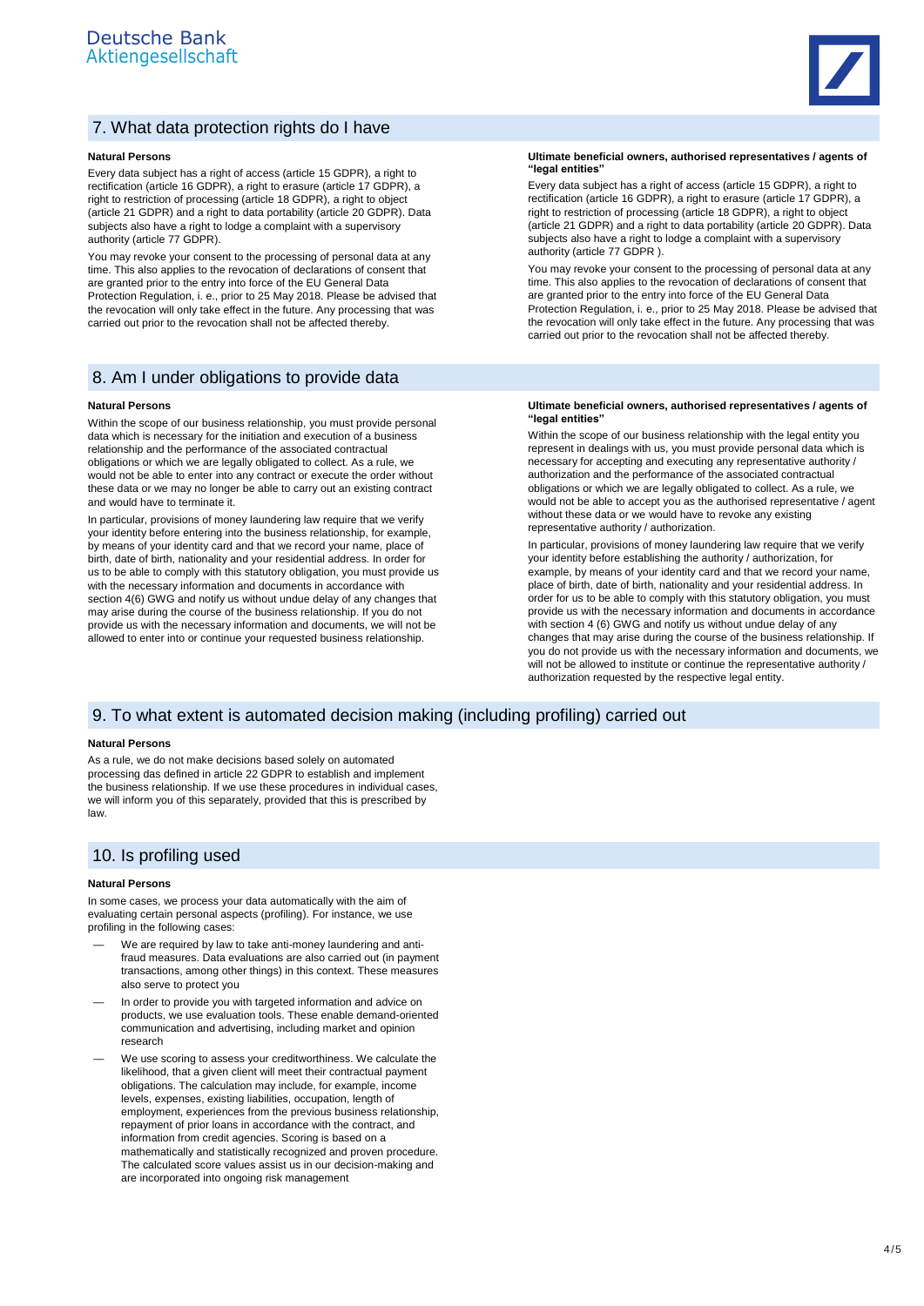## 7. What data protection rights do I have

**Natural Persons**

Every data subject has a right of access (article 15 GDPR), a right to rectification (article 16 GDPR), a right to erasure (article 17 GDPR), a right to restriction of processing (article 18 GDPR), a right to object (article 21 GDPR) and a right to data portability (article 20 GDPR). Data subjects also have a right to lodge a complaint with a supervisory authority (article 77 GDPR).

You may revoke your consent to the processing of personal data at any time. This also applies to the revocation of declarations of consent that are granted prior to the entry into force of the EU General Data Protection Regulation, i. e., prior to 25 May 2018. Please be advised that the revocation will only take effect in the future. Any processing that was carried out prior to the revocation shall not be affected thereby.

**Ultimate beneficial owners, authorised representatives / agents of "legal entities"**

Every data subject has a right of access (article 15 GDPR), a right to rectification (article 16 GDPR), a right to erasure (article 17 GDPR), a right to restriction of processing (article 18 GDPR), a right to object (article 21 GDPR) and a right to data portability (article 20 GDPR). Data subjects also have a right to lodge a complaint with a supervisory authority (article 77 GDPR ).

You may revoke your consent to the processing of personal data at any time. This also applies to the revocation of declarations of consent that are granted prior to the entry into force of the EU General Data Protection Regulation, i. e., prior to 25 May 2018. Please be advised that the revocation will only take effect in the future. Any processing that was carried out prior to the revocation shall not be affected thereby.

## 8. Am I under obligations to provide data

**Natural Persons**

Within the scope of our business relationship, you must provide personal data which is necessary for the initiation and execution of a business relationship and the performance of the associated contractual obligations or which we are legally obligated to collect. As a rule, we would not be able to enter into any contract or execute the order without these data or we may no longer be able to carry out an existing contract and would have to terminate it.

In particular, provisions of money laundering law require that we verify your identity before entering into the business relationship, for example, by means of your identity card and that we record your name, place of birth, date of birth, nationality and your residential address. In order for us to be able to comply with this statutory obligation, you must provide us with the necessary information and documents in accordance with section 4(6) GWG and notify us without undue delay of any changes that may arise during the course of the business relationship. If you do not provide us with the necessary information and documents, we will not be allowed to enter into or continue your requested business relationship.

**Ultimate beneficial owners, authorised representatives / agents of "legal entities"**

Within the scope of our business relationship with the legal entity you represent in dealings with us, you must provide personal data which is necessary for accepting and executing any representative authority / authorization and the performance of the associated contractual obligations or which we are legally obligated to collect. As a rule, we would not be able to accept you as the authorised representative / agent without these data or we would have to revoke any existing representative authority / authorization.

In particular, provisions of money laundering law require that we verify your identity before establishing the authority / authorization, for example, by means of your identity card and that we record your name, place of birth, date of birth, nationality and your residential address. In order for us to be able to comply with this statutory obligation, you must provide us with the necessary information and documents in accordance with section 4 (6) GWG and notify us without undue delay of any changes that may arise during the course of the business relationship. If you do not provide us with the necessary information and documents, we will not be allowed to institute or continue the representative authority / authorization requested by the respective legal entity.

## 9. To what extent is automated decision making (including profiling) carried out

**Natural Persons**

As a rule, we do not make decisions based solely on automated processing das defined in article 22 GDPR to establish and implement the business relationship. If we use these procedures in individual cases, we will inform you of this separately, provided that this is prescribed by law.

## 10. Is profiling used

**Natural Persons**

In some cases, we process your data automatically with the aim of evaluating certain personal aspects (profiling). For instance, we use profiling in the following cases:

- We are required by law to take anti-money laundering and anti-fraud measures. Data evaluations are also carried out (in payment transactions, among other things) in this context. These measures also serve to protect you
- In order to provide you with targeted information and advice on products, we use evaluation tools. These enable demand-oriented communication and advertising, including market and opinion research
- We use scoring to assess your creditworthiness. We calculate the likelihood, that a given client will meet their contractual payment obligations. The calculation may include, for example, income levels, expenses, existing liabilities, occupation, length of employment, experiences from the previous business relationship, repayment of prior loans in accordance with the contract, and information from credit agencies. Scoring is based on a mathematically and statistically recognized and proven procedure. The calculated score values assist us in our decision-making and are incorporated into ongoing risk management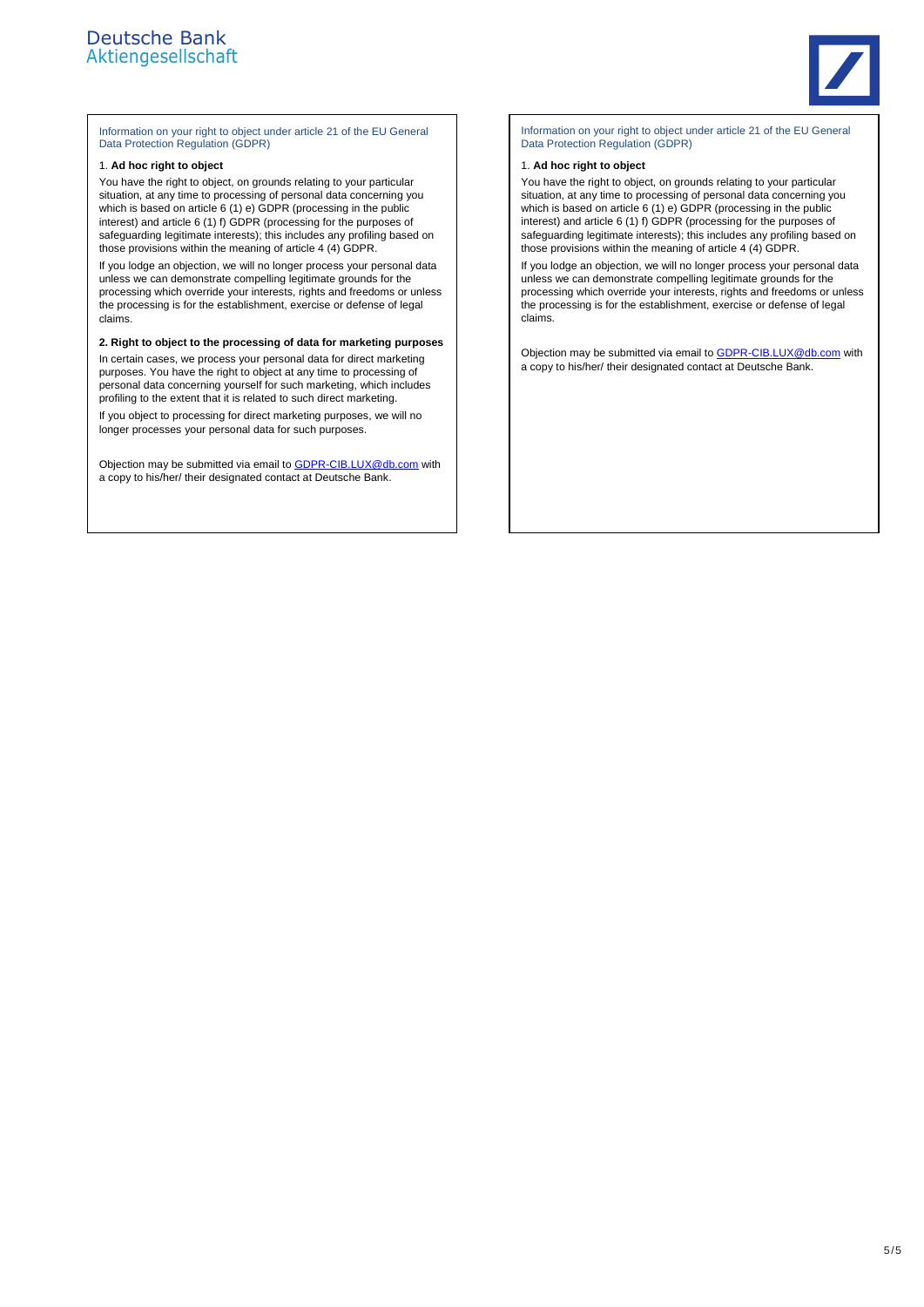Deutsche Bank
Aktiengesellschaft

Information on your right to object under article 21 of the EU General Data Protection Regulation (GDPR)

1. **Ad hoc right to object**

You have the right to object, on grounds relating to your particular situation, at any time to processing of personal data concerning you which is based on article 6 (1) e) GDPR (processing in the public interest) and article 6 (1) f) GDPR (processing for the purposes of safeguarding legitimate interests); this includes any profiling based on those provisions within the meaning of article 4 (4) GDPR.

If you lodge an objection, we will no longer process your personal data unless we can demonstrate compelling legitimate grounds for the processing which override your interests, rights and freedoms or unless the processing is for the establishment, exercise or defense of legal claims.

**2. Right to object to the processing of data for marketing purposes**

In certain cases, we process your personal data for direct marketing purposes. You have the right to object at any time to processing of personal data concerning yourself for such marketing, which includes profiling to the extent that it is related to such direct marketing.

If you object to processing for direct marketing purposes, we will no longer processes your personal data for such purposes.

Objection may be submitted via email to GDPR-CIB.LUX@db.com with a copy to his/her/ their designated contact at Deutsche Bank.

Information on your right to object under article 21 of the EU General Data Protection Regulation (GDPR)

1. **Ad hoc right to object**

You have the right to object, on grounds relating to your particular situation, at any time to processing of personal data concerning you which is based on article 6 (1) e) GDPR (processing in the public interest) and article 6 (1) f) GDPR (processing for the purposes of safeguarding legitimate interests); this includes any profiling based on those provisions within the meaning of article 4 (4) GDPR.

If you lodge an objection, we will no longer process your personal data unless we can demonstrate compelling legitimate grounds for the processing which override your interests, rights and freedoms or unless the processing is for the establishment, exercise or defense of legal claims.

Objection may be submitted via email to GDPR-CIB.LUX@db.com with a copy to his/her/ their designated contact at Deutsche Bank.